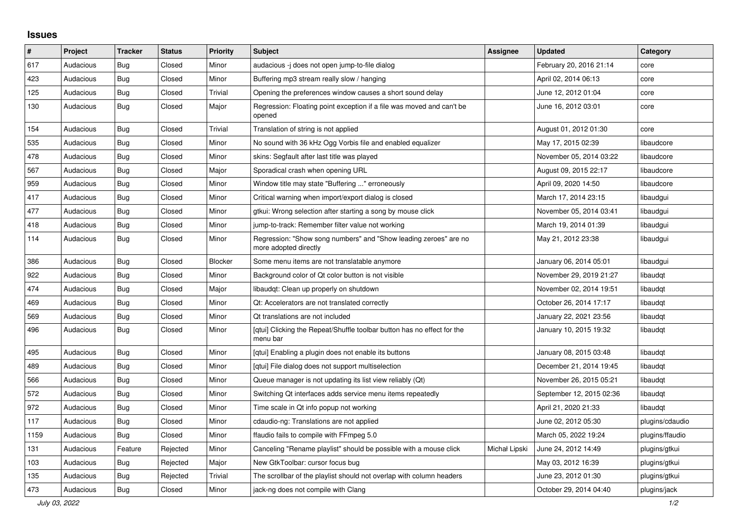## Issues

| # | Project | Tracker | Status | Priority | Subject | Assignee | Updated | Category |
|---|---|---|---|---|---|---|---|---|
| 617 | Audacious | Bug | Closed | Minor | audacious -j does not open jump-to-file dialog | | February 20, 2016 21:14 | core |
| 423 | Audacious | Bug | Closed | Minor | Buffering mp3 stream really slow / hanging | | April 02, 2014 06:13 | core |
| 125 | Audacious | Bug | Closed | Trivial | Opening the preferences window causes a short sound delay | | June 12, 2012 01:04 | core |
| 130 | Audacious | Bug | Closed | Major | Regression: Floating point exception if a file was moved and can't be opened | | June 16, 2012 03:01 | core |
| 154 | Audacious | Bug | Closed | Trivial | Translation of string is not applied | | August 01, 2012 01:30 | core |
| 535 | Audacious | Bug | Closed | Minor | No sound with 36 kHz Ogg Vorbis file and enabled equalizer | | May 17, 2015 02:39 | libaudcore |
| 478 | Audacious | Bug | Closed | Minor | skins: Segfault after last title was played | | November 05, 2014 03:22 | libaudcore |
| 567 | Audacious | Bug | Closed | Major | Sporadical crash when opening URL | | August 09, 2015 22:17 | libaudcore |
| 959 | Audacious | Bug | Closed | Minor | Window title may state "Buffering ..." erroneously | | April 09, 2020 14:50 | libaudcore |
| 417 | Audacious | Bug | Closed | Minor | Critical warning when import/export dialog is closed | | March 17, 2014 23:15 | libaudgui |
| 477 | Audacious | Bug | Closed | Minor | gtkui: Wrong selection after starting a song by mouse click | | November 05, 2014 03:41 | libaudgui |
| 418 | Audacious | Bug | Closed | Minor | jump-to-track: Remember filter value not working | | March 19, 2014 01:39 | libaudgui |
| 114 | Audacious | Bug | Closed | Minor | Regression: "Show song numbers" and "Show leading zeroes" are no more adopted directly | | May 21, 2012 23:38 | libaudgui |
| 386 | Audacious | Bug | Closed | Blocker | Some menu items are not translatable anymore | | January 06, 2014 05:01 | libaudgui |
| 922 | Audacious | Bug | Closed | Minor | Background color of Qt color button is not visible | | November 29, 2019 21:27 | libaudqt |
| 474 | Audacious | Bug | Closed | Major | libaudqt: Clean up properly on shutdown | | November 02, 2014 19:51 | libaudqt |
| 469 | Audacious | Bug | Closed | Minor | Qt: Accelerators are not translated correctly | | October 26, 2014 17:17 | libaudqt |
| 569 | Audacious | Bug | Closed | Minor | Qt translations are not included | | January 22, 2021 23:56 | libaudqt |
| 496 | Audacious | Bug | Closed | Minor | [qtui] Clicking the Repeat/Shuffle toolbar button has no effect for the menu bar | | January 10, 2015 19:32 | libaudqt |
| 495 | Audacious | Bug | Closed | Minor | [qtui] Enabling a plugin does not enable its buttons | | January 08, 2015 03:48 | libaudqt |
| 489 | Audacious | Bug | Closed | Minor | [qtui] File dialog does not support multiselection | | December 21, 2014 19:45 | libaudqt |
| 566 | Audacious | Bug | Closed | Minor | Queue manager is not updating its list view reliably (Qt) | | November 26, 2015 05:21 | libaudqt |
| 572 | Audacious | Bug | Closed | Minor | Switching Qt interfaces adds service menu items repeatedly | | September 12, 2015 02:36 | libaudqt |
| 972 | Audacious | Bug | Closed | Minor | Time scale in Qt info popup not working | | April 21, 2020 21:33 | libaudqt |
| 117 | Audacious | Bug | Closed | Minor | cdaudio-ng: Translations are not applied | | June 02, 2012 05:30 | plugins/cdaudio |
| 1159 | Audacious | Bug | Closed | Minor | ffaudio fails to compile with FFmpeg 5.0 | | March 05, 2022 19:24 | plugins/ffaudio |
| 131 | Audacious | Feature | Rejected | Minor | Canceling "Rename playlist" should be possible with a mouse click | Michał Lipski | June 24, 2012 14:49 | plugins/gtkui |
| 103 | Audacious | Bug | Rejected | Major | New GtkToolbar: cursor focus bug | | May 03, 2012 16:39 | plugins/gtkui |
| 135 | Audacious | Bug | Rejected | Trivial | The scrollbar of the playlist should not overlap with column headers | | June 23, 2012 01:30 | plugins/gtkui |
| 473 | Audacious | Bug | Closed | Minor | jack-ng does not compile with Clang | | October 29, 2014 04:40 | plugins/jack |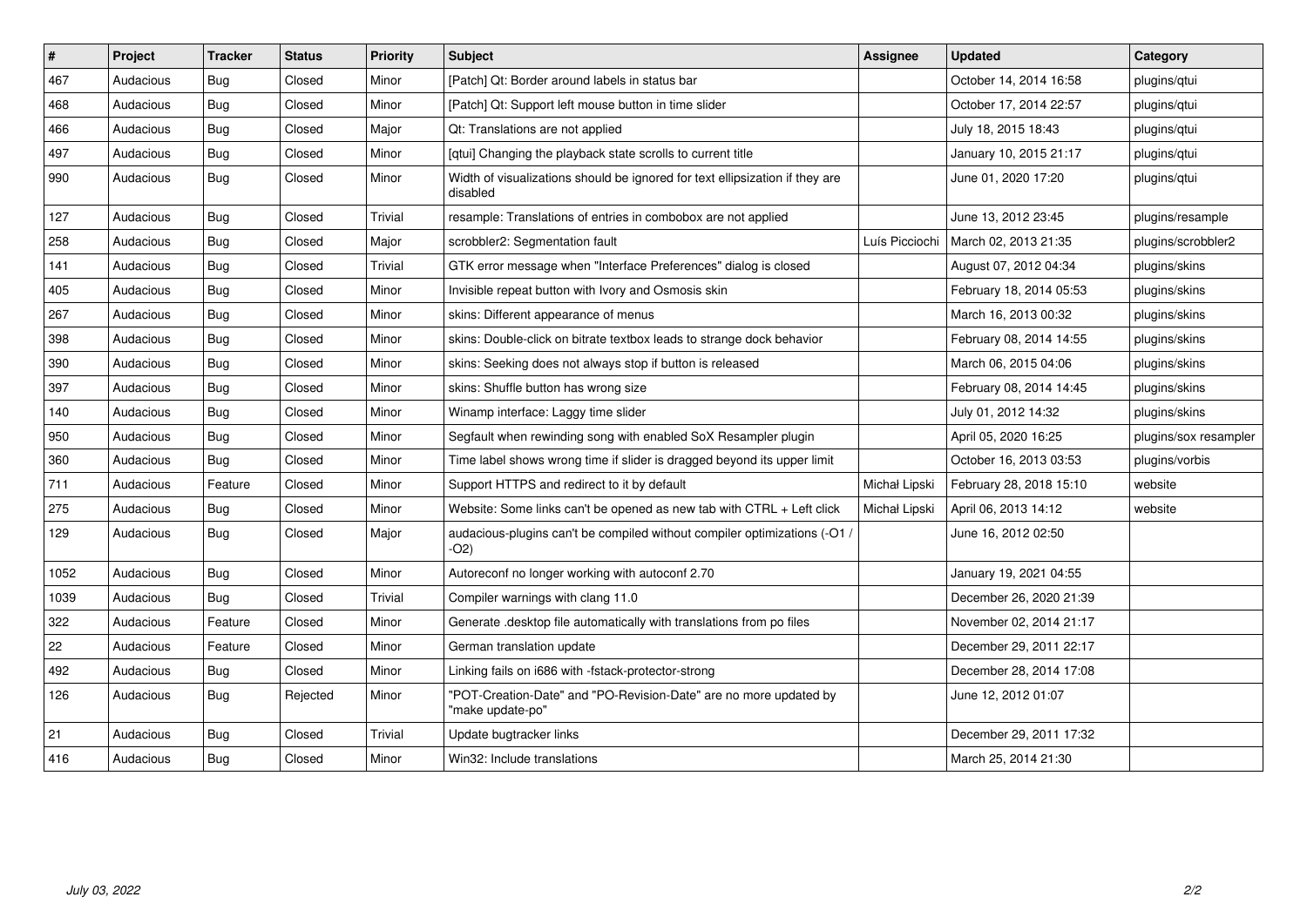| # | Project | Tracker | Status | Priority | Subject | Assignee | Updated | Category |
|---|---|---|---|---|---|---|---|---|
| 467 | Audacious | Bug | Closed | Minor | [Patch] Qt: Border around labels in status bar | | October 14, 2014 16:58 | plugins/qtui |
| 468 | Audacious | Bug | Closed | Minor | [Patch] Qt: Support left mouse button in time slider | | October 17, 2014 22:57 | plugins/qtui |
| 466 | Audacious | Bug | Closed | Major | Qt: Translations are not applied | | July 18, 2015 18:43 | plugins/qtui |
| 497 | Audacious | Bug | Closed | Minor | [qtui] Changing the playback state scrolls to current title | | January 10, 2015 21:17 | plugins/qtui |
| 990 | Audacious | Bug | Closed | Minor | Width of visualizations should be ignored for text ellipsization if they are disabled | | June 01, 2020 17:20 | plugins/qtui |
| 127 | Audacious | Bug | Closed | Trivial | resample: Translations of entries in combobox are not applied | | June 13, 2012 23:45 | plugins/resample |
| 258 | Audacious | Bug | Closed | Major | scrobbler2: Segmentation fault | Luís Picciochi | March 02, 2013 21:35 | plugins/scrobbler2 |
| 141 | Audacious | Bug | Closed | Trivial | GTK error message when "Interface Preferences" dialog is closed | | August 07, 2012 04:34 | plugins/skins |
| 405 | Audacious | Bug | Closed | Minor | Invisible repeat button with Ivory and Osmosis skin | | February 18, 2014 05:53 | plugins/skins |
| 267 | Audacious | Bug | Closed | Minor | skins: Different appearance of menus | | March 16, 2013 00:32 | plugins/skins |
| 398 | Audacious | Bug | Closed | Minor | skins: Double-click on bitrate textbox leads to strange dock behavior | | February 08, 2014 14:55 | plugins/skins |
| 390 | Audacious | Bug | Closed | Minor | skins: Seeking does not always stop if button is released | | March 06, 2015 04:06 | plugins/skins |
| 397 | Audacious | Bug | Closed | Minor | skins: Shuffle button has wrong size | | February 08, 2014 14:45 | plugins/skins |
| 140 | Audacious | Bug | Closed | Minor | Winamp interface: Laggy time slider | | July 01, 2012 14:32 | plugins/skins |
| 950 | Audacious | Bug | Closed | Minor | Segfault when rewinding song with enabled SoX Resampler plugin | | April 05, 2020 16:25 | plugins/sox resampler |
| 360 | Audacious | Bug | Closed | Minor | Time label shows wrong time if slider is dragged beyond its upper limit | | October 16, 2013 03:53 | plugins/vorbis |
| 711 | Audacious | Feature | Closed | Minor | Support HTTPS and redirect to it by default | Michał Lipski | February 28, 2018 15:10 | website |
| 275 | Audacious | Bug | Closed | Minor | Website: Some links can't be opened as new tab with CTRL + Left click | Michał Lipski | April 06, 2013 14:12 | website |
| 129 | Audacious | Bug | Closed | Major | audacious-plugins can't be compiled without compiler optimizations (-O1 / -O2) | | June 16, 2012 02:50 | |
| 1052 | Audacious | Bug | Closed | Minor | Autoreconf no longer working with autoconf 2.70 | | January 19, 2021 04:55 | |
| 1039 | Audacious | Bug | Closed | Trivial | Compiler warnings with clang 11.0 | | December 26, 2020 21:39 | |
| 322 | Audacious | Feature | Closed | Minor | Generate .desktop file automatically with translations from po files | | November 02, 2014 21:17 | |
| 22 | Audacious | Feature | Closed | Minor | German translation update | | December 29, 2011 22:17 | |
| 492 | Audacious | Bug | Closed | Minor | Linking fails on i686 with -fstack-protector-strong | | December 28, 2014 17:08 | |
| 126 | Audacious | Bug | Rejected | Minor | "POT-Creation-Date" and "PO-Revision-Date" are no more updated by "make update-po" | | June 12, 2012 01:07 | |
| 21 | Audacious | Bug | Closed | Trivial | Update bugtracker links | | December 29, 2011 17:32 | |
| 416 | Audacious | Bug | Closed | Minor | Win32: Include translations | | March 25, 2014 21:30 | |